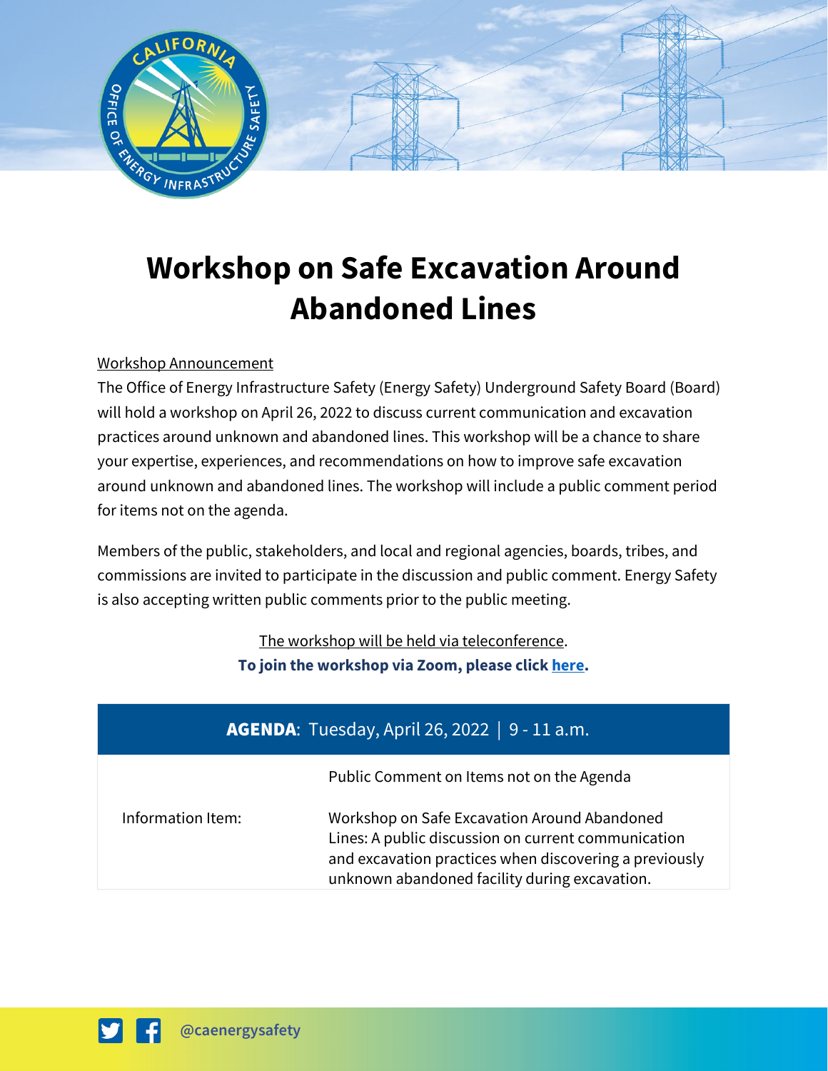# Workshop on Safe Excavation Around Abandoned Lines

Workshop Announcement

The Office of Energy Infrastructure Safety (Energy Safety) Underground Safety Board (Board) will hold a workshop on April 26, 2022 to discuss current communication and excavation practices around unknown and abandoned lines. This workshop will be a chance to share your expertise, experiences, and recommendations on how to improve safe excavation around unknown and abandoned lines. The workshop will include a public comment period for items not on the agenda.

Members of the public, stakeholders, and local and regional agencies, boards, tribes, and commissions are invited to participate in the discussion and public comment. Energy Safety is also accepting written public comments prior to the public meeting.

The workshop will be held via teleconference.

**To join the workshop via Zoom, please click here.**

| **AGENDA**: Tuesday, April 26, 2022 \| 9 - 11 a.m. | |
|---|---|
| | Public Comment on Items not on the Agenda |
| Information Item: | Workshop on Safe Excavation Around Abandoned Lines: A public discussion on current communication and excavation practices when discovering a previously unknown abandoned facility during excavation. |

@caenergysafety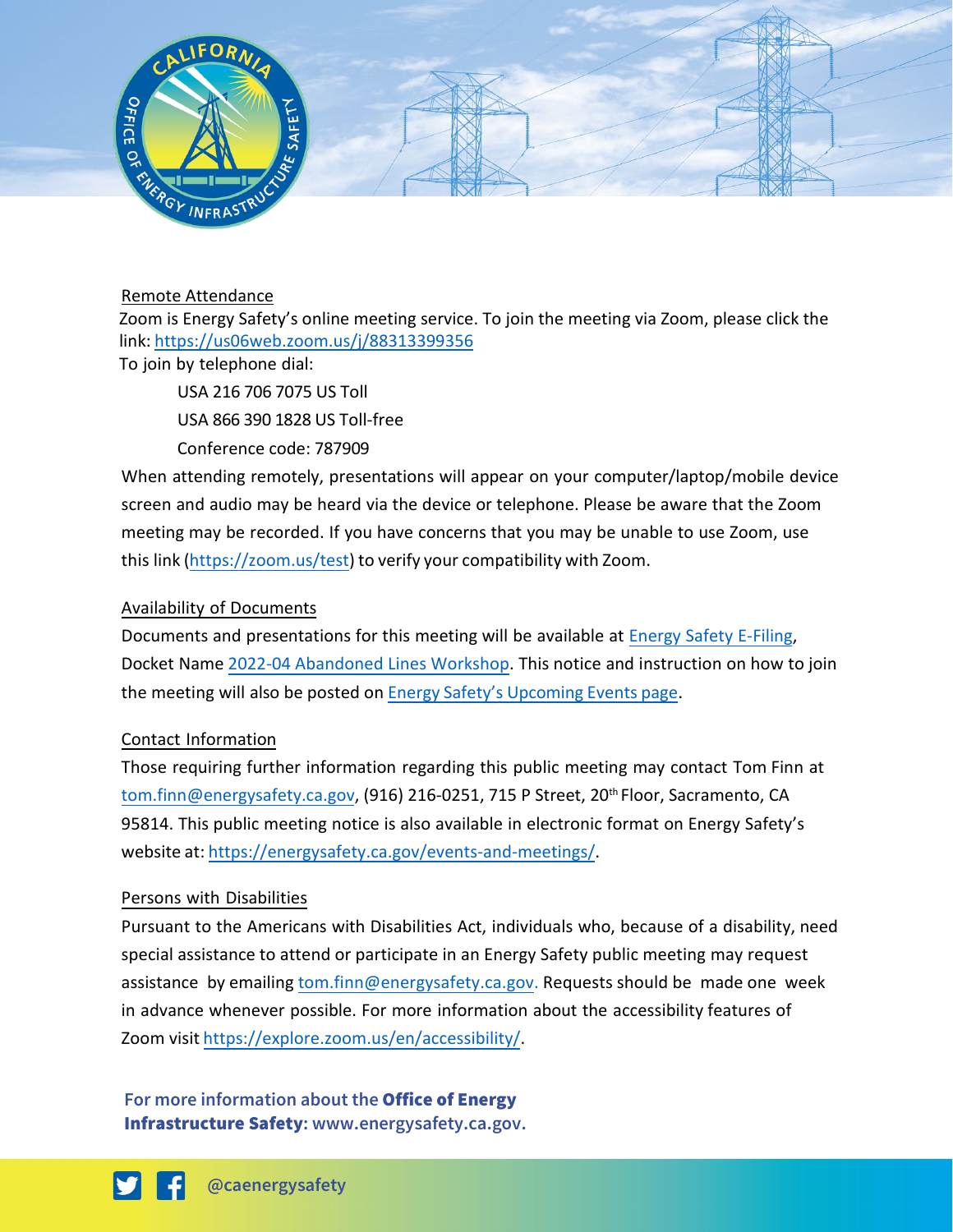## Remote Attendance

Zoom is Energy Safety's online meeting service. To join the meeting via Zoom, please click the link: https://us06web.zoom.us/j/88313399356

To join by telephone dial:

USA 216 706 7075 US Toll

USA 866 390 1828 US Toll-free

Conference code: 787909

When attending remotely, presentations will appear on your computer/laptop/mobile device screen and audio may be heard via the device or telephone. Please be aware that the Zoom meeting may be recorded. If you have concerns that you may be unable to use Zoom, use this link (https://zoom.us/test) to verify your compatibility with Zoom.

## Availability of Documents

Documents and presentations for this meeting will be available at Energy Safety E-Filing, Docket Name 2022-04 Abandoned Lines Workshop. This notice and instruction on how to join the meeting will also be posted on Energy Safety's Upcoming Events page.

## Contact Information

Those requiring further information regarding this public meeting may contact Tom Finn at tom.finn@energysafety.ca.gov, (916) 216-0251, 715 P Street, 20th Floor, Sacramento, CA 95814. This public meeting notice is also available in electronic format on Energy Safety's website at: https://energysafety.ca.gov/events-and-meetings/.

## Persons with Disabilities

Pursuant to the Americans with Disabilities Act, individuals who, because of a disability, need special assistance to attend or participate in an Energy Safety public meeting may request assistance by emailing tom.finn@energysafety.ca.gov. Requests should be made one week in advance whenever possible. For more information about the accessibility features of Zoom visit https://explore.zoom.us/en/accessibility/.

For more information about the **Office of Energy Infrastructure Safety**: www.energysafety.ca.gov.

@caenergysafety